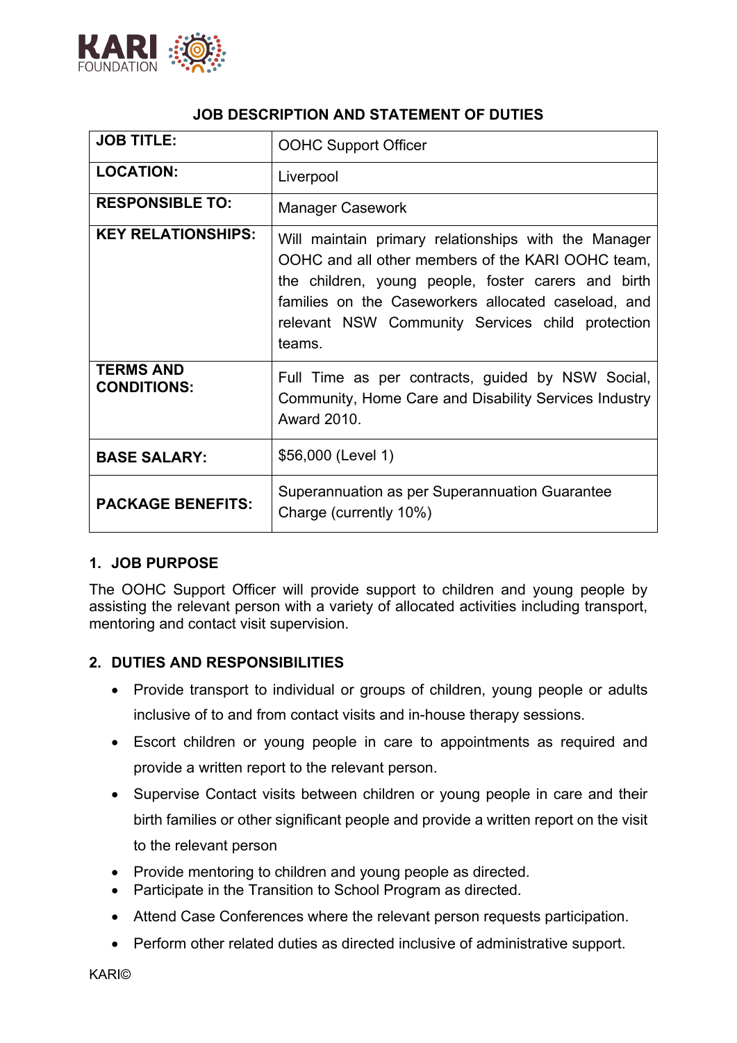KARI FOUNDATION

# JOB DESCRIPTION AND STATEMENT OF DUTIES

| | |
|---|---|
| **JOB TITLE:** | OOHC Support Officer |
| **LOCATION:** | Liverpool |
| **RESPONSIBLE TO:** | Manager Casework |
| **KEY RELATIONSHIPS:** | Will maintain primary relationships with the Manager OOHC and all other members of the KARI OOHC team, the children, young people, foster carers and birth families on the Caseworkers allocated caseload, and relevant NSW Community Services child protection teams. |
| **TERMS AND CONDITIONS:** | Full Time as per contracts, guided by NSW Social, Community, Home Care and Disability Services Industry Award 2010. |
| **BASE SALARY:** | $56,000 (Level 1) |
| **PACKAGE BENEFITS:** | Superannuation as per Superannuation Guarantee Charge (currently 10%) |

## 1. JOB PURPOSE

The OOHC Support Officer will provide support to children and young people by assisting the relevant person with a variety of allocated activities including transport, mentoring and contact visit supervision.

## 2. DUTIES AND RESPONSIBILITIES

- Provide transport to individual or groups of children, young people or adults inclusive of to and from contact visits and in-house therapy sessions.
- Escort children or young people in care to appointments as required and provide a written report to the relevant person.
- Supervise Contact visits between children or young people in care and their birth families or other significant people and provide a written report on the visit to the relevant person
- Provide mentoring to children and young people as directed.
- Participate in the Transition to School Program as directed.
- Attend Case Conferences where the relevant person requests participation.
- Perform other related duties as directed inclusive of administrative support.

KARI©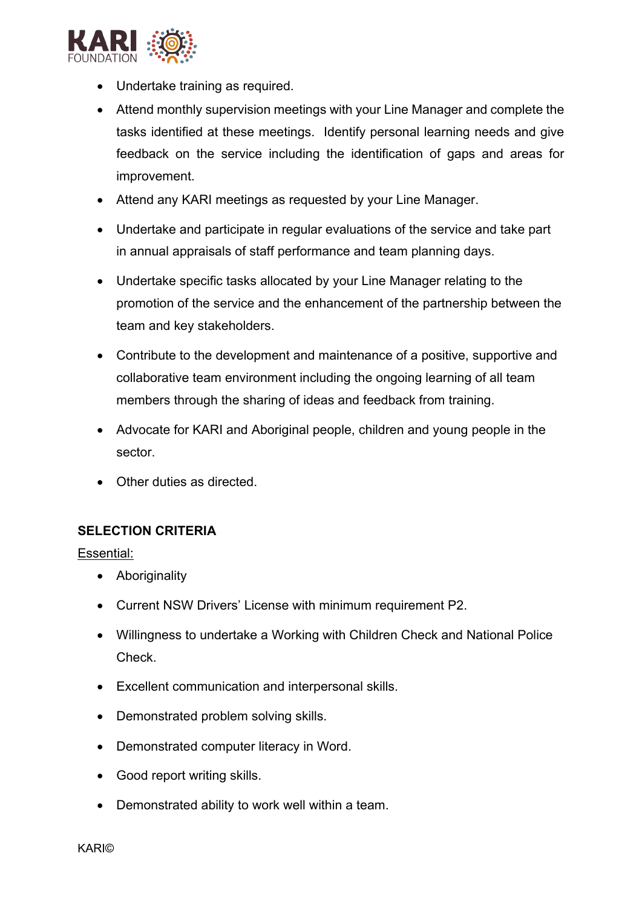- Undertake training as required.
- Attend monthly supervision meetings with your Line Manager and complete the tasks identified at these meetings. Identify personal learning needs and give feedback on the service including the identification of gaps and areas for improvement.
- Attend any KARI meetings as requested by your Line Manager.
- Undertake and participate in regular evaluations of the service and take part in annual appraisals of staff performance and team planning days.
- Undertake specific tasks allocated by your Line Manager relating to the promotion of the service and the enhancement of the partnership between the team and key stakeholders.
- Contribute to the development and maintenance of a positive, supportive and collaborative team environment including the ongoing learning of all team members through the sharing of ideas and feedback from training.
- Advocate for KARI and Aboriginal people, children and young people in the sector.
- Other duties as directed.

## SELECTION CRITERIA

Essential:

- Aboriginality
- Current NSW Drivers' License with minimum requirement P2.
- Willingness to undertake a Working with Children Check and National Police Check.
- Excellent communication and interpersonal skills.
- Demonstrated problem solving skills.
- Demonstrated computer literacy in Word.
- Good report writing skills.
- Demonstrated ability to work well within a team.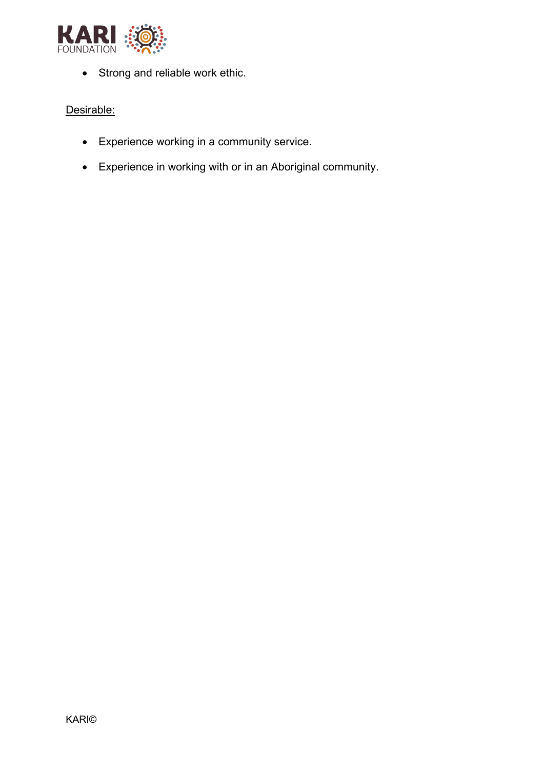- Strong and reliable work ethic.

Desirable:

- Experience working in a community service.
- Experience in working with or in an Aboriginal community.